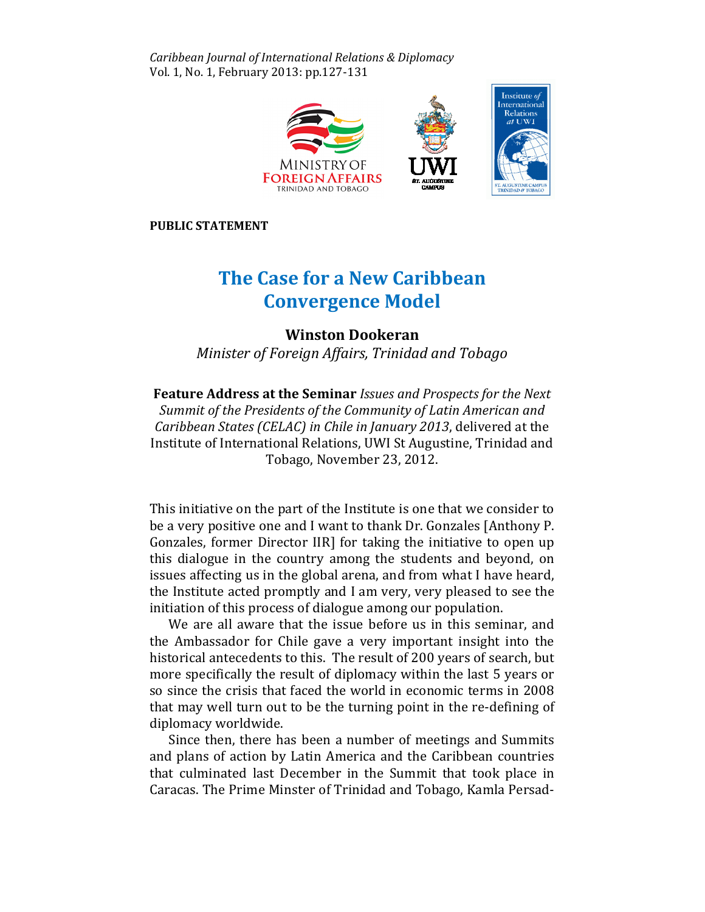PUBLIC STATEMENT

# The Case for a New Caribbean Convergence Model

**Winston Dookeran**

*Minister of Foreign Affairs, Trinidad and Tobago*

**Feature Address at the Seminar** *Issues and Prospects for the Next Summit of the Presidents of the Community of Latin American and Caribbean States (CELAC) in Chile in January 2013*, delivered at the Institute of International Relations, UWI St Augustine, Trinidad and Tobago, November 23, 2012.

This initiative on the part of the Institute is one that we consider to be a very positive one and I want to thank Dr. Gonzales [Anthony P. Gonzales, former Director IIR] for taking the initiative to open up this dialogue in the country among the students and beyond, on issues affecting us in the global arena, and from what I have heard, the Institute acted promptly and I am very, very pleased to see the initiation of this process of dialogue among our population.

We are all aware that the issue before us in this seminar, and the Ambassador for Chile gave a very important insight into the historical antecedents to this. The result of 200 years of search, but more specifically the result of diplomacy within the last 5 years or so since the crisis that faced the world in economic terms in 2008 that may well turn out to be the turning point in the re-defining of diplomacy worldwide.

Since then, there has been a number of meetings and Summits and plans of action by Latin America and the Caribbean countries that culminated last December in the Summit that took place in Caracas. The Prime Minster of Trinidad and Tobago, Kamla Persad-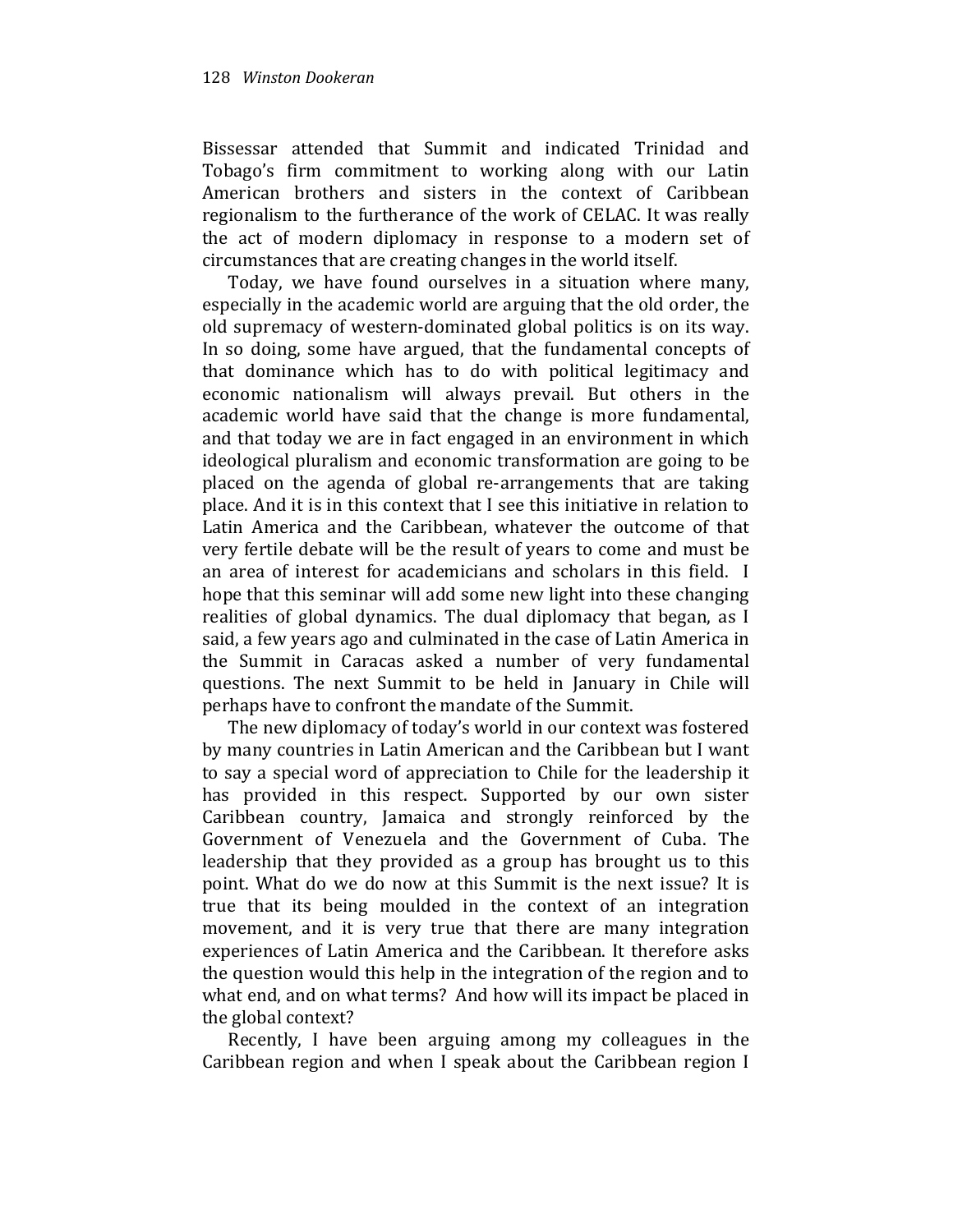Bissessar attended that Summit and indicated Trinidad and Tobago's firm commitment to working along with our Latin American brothers and sisters in the context of Caribbean regionalism to the furtherance of the work of CELAC. It was really the act of modern diplomacy in response to a modern set of circumstances that are creating changes in the world itself.

Today, we have found ourselves in a situation where many, especially in the academic world are arguing that the old order, the old supremacy of western-dominated global politics is on its way. In so doing, some have argued, that the fundamental concepts of that dominance which has to do with political legitimacy and economic nationalism will always prevail. But others in the academic world have said that the change is more fundamental, and that today we are in fact engaged in an environment in which ideological pluralism and economic transformation are going to be placed on the agenda of global re-arrangements that are taking place. And it is in this context that I see this initiative in relation to Latin America and the Caribbean, whatever the outcome of that very fertile debate will be the result of years to come and must be an area of interest for academicians and scholars in this field. I hope that this seminar will add some new light into these changing realities of global dynamics. The dual diplomacy that began, as I said, a few years ago and culminated in the case of Latin America in the Summit in Caracas asked a number of very fundamental questions. The next Summit to be held in January in Chile will perhaps have to confront the mandate of the Summit.

The new diplomacy of today's world in our context was fostered by many countries in Latin American and the Caribbean but I want to say a special word of appreciation to Chile for the leadership it has provided in this respect. Supported by our own sister Caribbean country, Jamaica and strongly reinforced by the Government of Venezuela and the Government of Cuba. The leadership that they provided as a group has brought us to this point. What do we do now at this Summit is the next issue? It is true that its being moulded in the context of an integration movement, and it is very true that there are many integration experiences of Latin America and the Caribbean. It therefore asks the question would this help in the integration of the region and to what end, and on what terms? And how will its impact be placed in the global context?

Recently, I have been arguing among my colleagues in the Caribbean region and when I speak about the Caribbean region I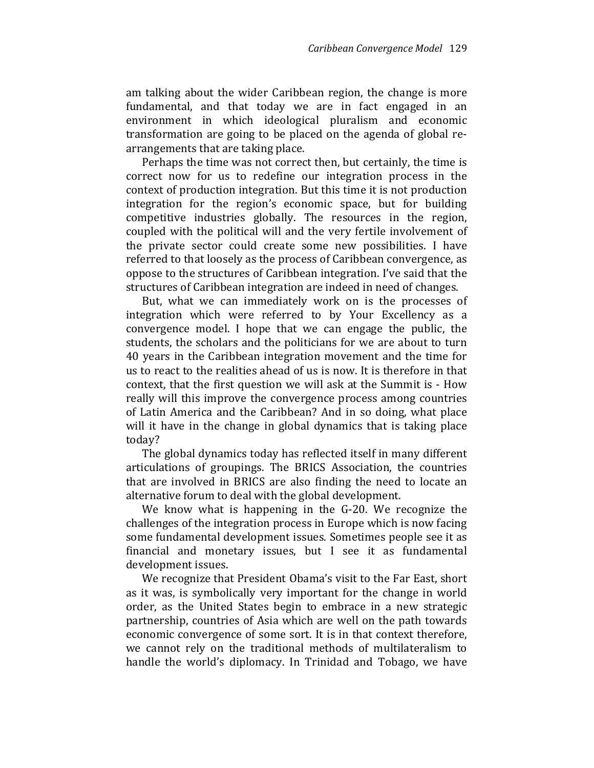am talking about the wider Caribbean region, the change is more fundamental, and that today we are in fact engaged in an environment in which ideological pluralism and economic transformation are going to be placed on the agenda of global re-arrangements that are taking place.

Perhaps the time was not correct then, but certainly, the time is correct now for us to redefine our integration process in the context of production integration. But this time it is not production integration for the region's economic space, but for building competitive industries globally. The resources in the region, coupled with the political will and the very fertile involvement of the private sector could create some new possibilities. I have referred to that loosely as the process of Caribbean convergence, as oppose to the structures of Caribbean integration. I've said that the structures of Caribbean integration are indeed in need of changes.

But, what we can immediately work on is the processes of integration which were referred to by Your Excellency as a convergence model. I hope that we can engage the public, the students, the scholars and the politicians for we are about to turn 40 years in the Caribbean integration movement and the time for us to react to the realities ahead of us is now. It is therefore in that context, that the first question we will ask at the Summit is - How really will this improve the convergence process among countries of Latin America and the Caribbean? And in so doing, what place will it have in the change in global dynamics that is taking place today?

The global dynamics today has reflected itself in many different articulations of groupings. The BRICS Association, the countries that are involved in BRICS are also finding the need to locate an alternative forum to deal with the global development.

We know what is happening in the G-20. We recognize the challenges of the integration process in Europe which is now facing some fundamental development issues. Sometimes people see it as financial and monetary issues, but I see it as fundamental development issues.

We recognize that President Obama's visit to the Far East, short as it was, is symbolically very important for the change in world order, as the United States begin to embrace in a new strategic partnership, countries of Asia which are well on the path towards economic convergence of some sort. It is in that context therefore, we cannot rely on the traditional methods of multilateralism to handle the world's diplomacy. In Trinidad and Tobago, we have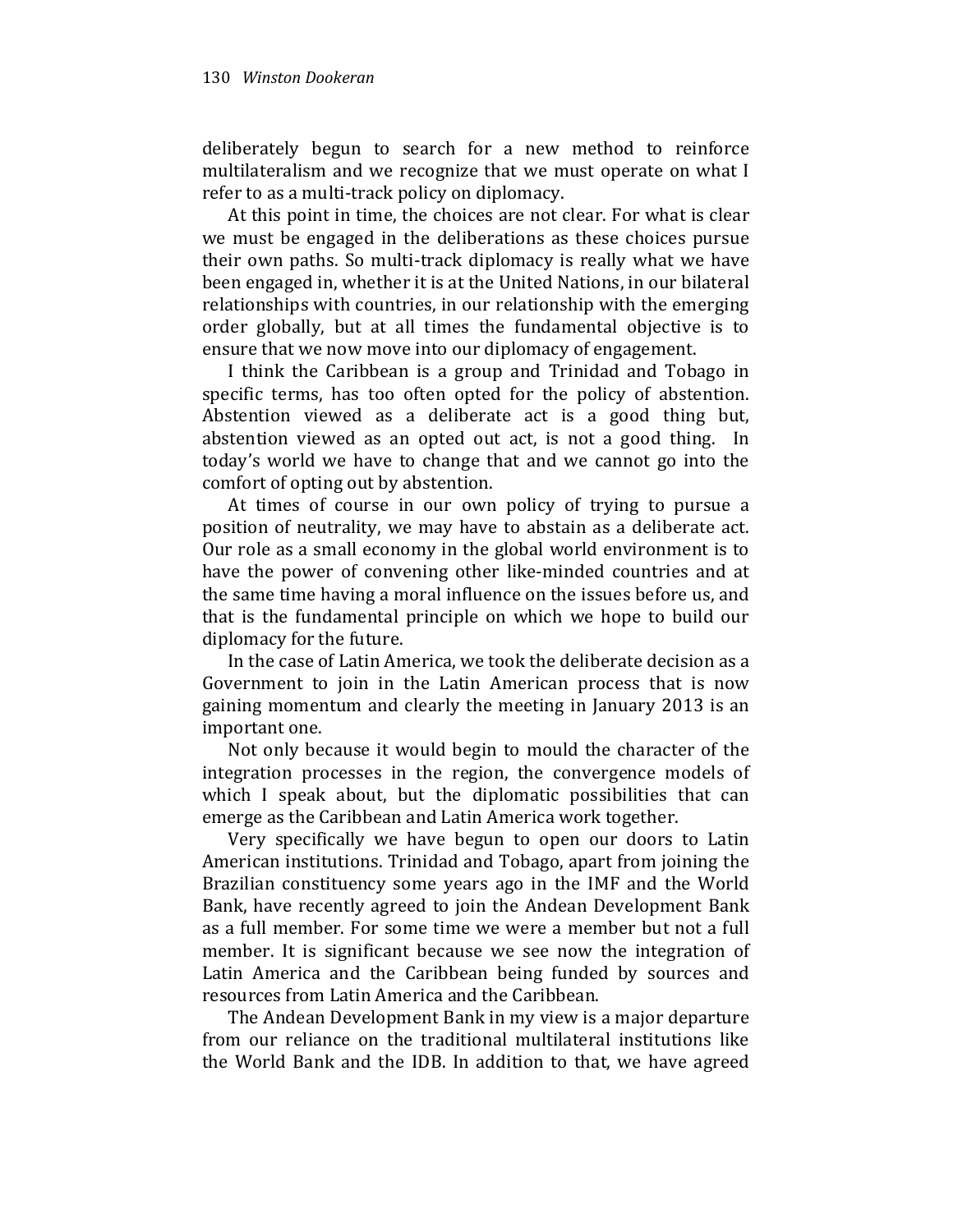deliberately begun to search for a new method to reinforce multilateralism and we recognize that we must operate on what I refer to as a multi-track policy on diplomacy.

At this point in time, the choices are not clear. For what is clear we must be engaged in the deliberations as these choices pursue their own paths. So multi-track diplomacy is really what we have been engaged in, whether it is at the United Nations, in our bilateral relationships with countries, in our relationship with the emerging order globally, but at all times the fundamental objective is to ensure that we now move into our diplomacy of engagement.

I think the Caribbean is a group and Trinidad and Tobago in specific terms, has too often opted for the policy of abstention. Abstention viewed as a deliberate act is a good thing but, abstention viewed as an opted out act, is not a good thing. In today's world we have to change that and we cannot go into the comfort of opting out by abstention.

At times of course in our own policy of trying to pursue a position of neutrality, we may have to abstain as a deliberate act. Our role as a small economy in the global world environment is to have the power of convening other like-minded countries and at the same time having a moral influence on the issues before us, and that is the fundamental principle on which we hope to build our diplomacy for the future.

In the case of Latin America, we took the deliberate decision as a Government to join in the Latin American process that is now gaining momentum and clearly the meeting in January 2013 is an important one.

Not only because it would begin to mould the character of the integration processes in the region, the convergence models of which I speak about, but the diplomatic possibilities that can emerge as the Caribbean and Latin America work together.

Very specifically we have begun to open our doors to Latin American institutions. Trinidad and Tobago, apart from joining the Brazilian constituency some years ago in the IMF and the World Bank, have recently agreed to join the Andean Development Bank as a full member. For some time we were a member but not a full member. It is significant because we see now the integration of Latin America and the Caribbean being funded by sources and resources from Latin America and the Caribbean.

The Andean Development Bank in my view is a major departure from our reliance on the traditional multilateral institutions like the World Bank and the IDB. In addition to that, we have agreed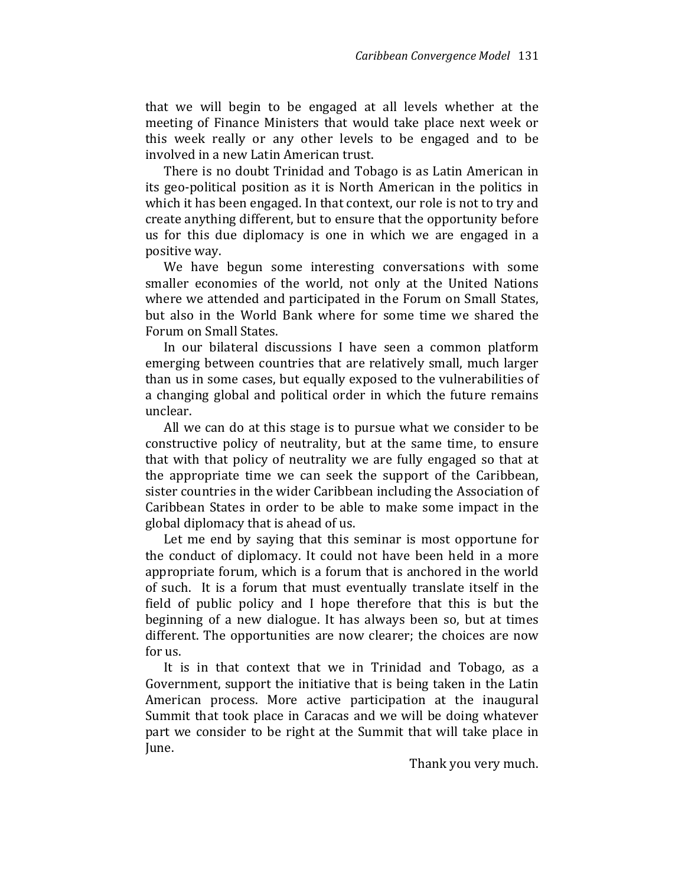that we will begin to be engaged at all levels whether at the meeting of Finance Ministers that would take place next week or this week really or any other levels to be engaged and to be involved in a new Latin American trust.

There is no doubt Trinidad and Tobago is as Latin American in its geo-political position as it is North American in the politics in which it has been engaged. In that context, our role is not to try and create anything different, but to ensure that the opportunity before us for this due diplomacy is one in which we are engaged in a positive way.

We have begun some interesting conversations with some smaller economies of the world, not only at the United Nations where we attended and participated in the Forum on Small States, but also in the World Bank where for some time we shared the Forum on Small States.

In our bilateral discussions I have seen a common platform emerging between countries that are relatively small, much larger than us in some cases, but equally exposed to the vulnerabilities of a changing global and political order in which the future remains unclear.

All we can do at this stage is to pursue what we consider to be constructive policy of neutrality, but at the same time, to ensure that with that policy of neutrality we are fully engaged so that at the appropriate time we can seek the support of the Caribbean, sister countries in the wider Caribbean including the Association of Caribbean States in order to be able to make some impact in the global diplomacy that is ahead of us.

Let me end by saying that this seminar is most opportune for the conduct of diplomacy. It could not have been held in a more appropriate forum, which is a forum that is anchored in the world of such. It is a forum that must eventually translate itself in the field of public policy and I hope therefore that this is but the beginning of a new dialogue. It has always been so, but at times different. The opportunities are now clearer; the choices are now for us.

It is in that context that we in Trinidad and Tobago, as a Government, support the initiative that is being taken in the Latin American process. More active participation at the inaugural Summit that took place in Caracas and we will be doing whatever part we consider to be right at the Summit that will take place in June.

Thank you very much.